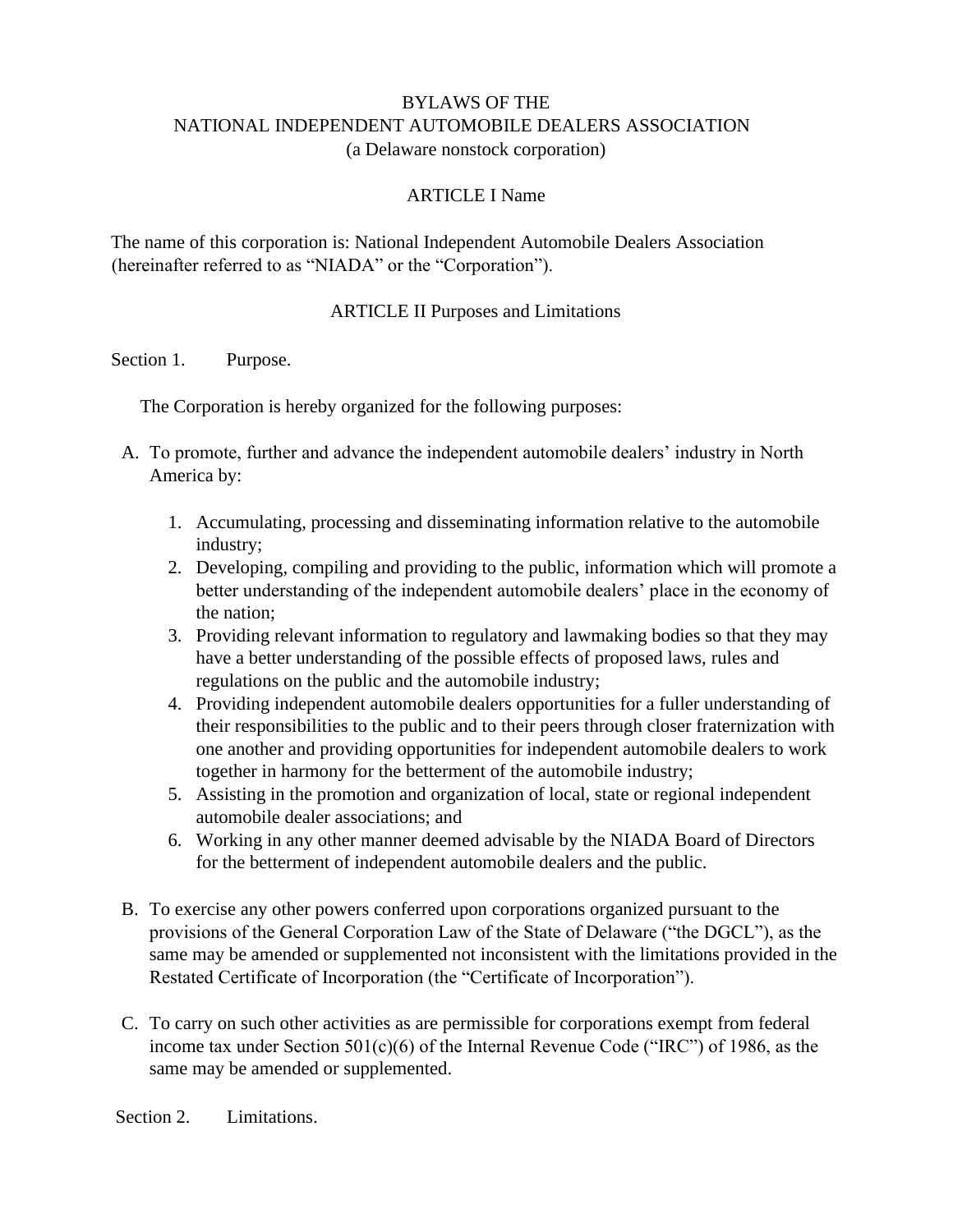# BYLAWS OF THE NATIONAL INDEPENDENT AUTOMOBILE DEALERS ASSOCIATION
(a Delaware nonstock corporation)

## ARTICLE I Name

The name of this corporation is: National Independent Automobile Dealers Association (hereinafter referred to as "NIADA" or the "Corporation").

## ARTICLE II Purposes and Limitations

### Section 1. Purpose.

The Corporation is hereby organized for the following purposes:

A. To promote, further and advance the independent automobile dealers' industry in North America by:

   1. Accumulating, processing and disseminating information relative to the automobile industry;
   2. Developing, compiling and providing to the public, information which will promote a better understanding of the independent automobile dealers' place in the economy of the nation;
   3. Providing relevant information to regulatory and lawmaking bodies so that they may have a better understanding of the possible effects of proposed laws, rules and regulations on the public and the automobile industry;
   4. Providing independent automobile dealers opportunities for a fuller understanding of their responsibilities to the public and to their peers through closer fraternization with one another and providing opportunities for independent automobile dealers to work together in harmony for the betterment of the automobile industry;
   5. Assisting in the promotion and organization of local, state or regional independent automobile dealer associations; and
   6. Working in any other manner deemed advisable by the NIADA Board of Directors for the betterment of independent automobile dealers and the public.

B. To exercise any other powers conferred upon corporations organized pursuant to the provisions of the General Corporation Law of the State of Delaware ("the DGCL"), as the same may be amended or supplemented not inconsistent with the limitations provided in the Restated Certificate of Incorporation (the "Certificate of Incorporation").

C. To carry on such other activities as are permissible for corporations exempt from federal income tax under Section 501(c)(6) of the Internal Revenue Code ("IRC") of 1986, as the same may be amended or supplemented.

### Section 2. Limitations.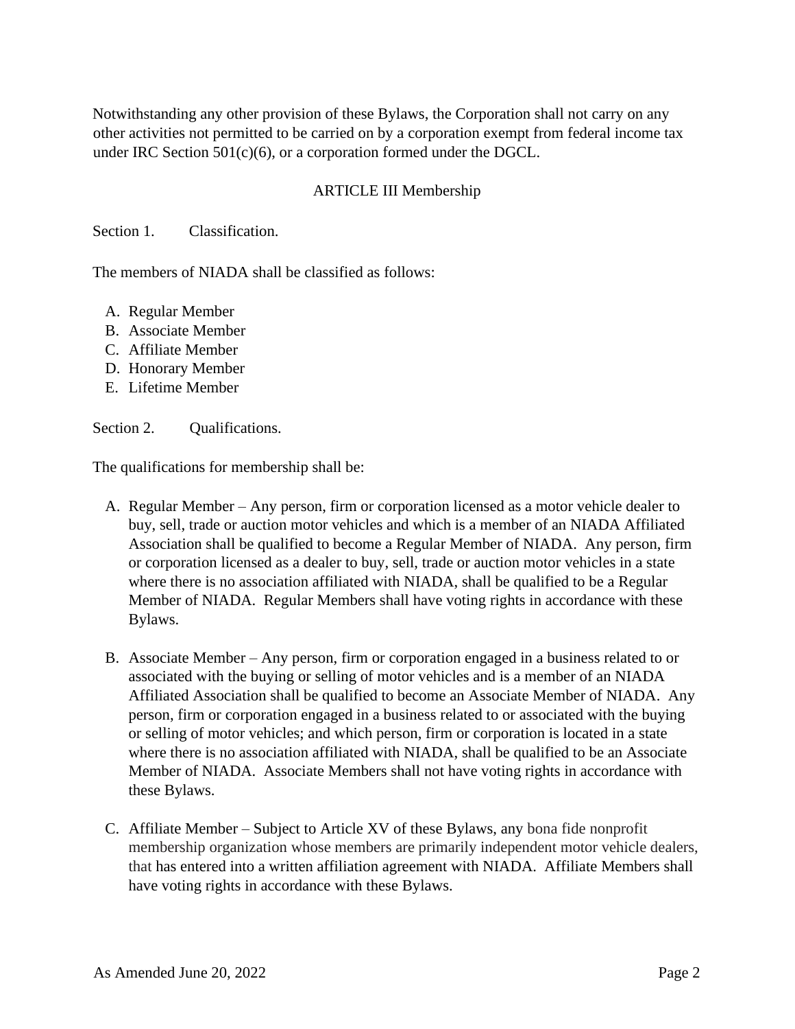Notwithstanding any other provision of these Bylaws, the Corporation shall not carry on any other activities not permitted to be carried on by a corporation exempt from federal income tax under IRC Section 501(c)(6), or a corporation formed under the DGCL.

## ARTICLE III Membership

Section 1. Classification.

The members of NIADA shall be classified as follows:

A. Regular Member
B. Associate Member
C. Affiliate Member
D. Honorary Member
E. Lifetime Member

Section 2. Qualifications.

The qualifications for membership shall be:

A. Regular Member – Any person, firm or corporation licensed as a motor vehicle dealer to buy, sell, trade or auction motor vehicles and which is a member of an NIADA Affiliated Association shall be qualified to become a Regular Member of NIADA. Any person, firm or corporation licensed as a dealer to buy, sell, trade or auction motor vehicles in a state where there is no association affiliated with NIADA, shall be qualified to be a Regular Member of NIADA. Regular Members shall have voting rights in accordance with these Bylaws.

B. Associate Member – Any person, firm or corporation engaged in a business related to or associated with the buying or selling of motor vehicles and is a member of an NIADA Affiliated Association shall be qualified to become an Associate Member of NIADA. Any person, firm or corporation engaged in a business related to or associated with the buying or selling of motor vehicles; and which person, firm or corporation is located in a state where there is no association affiliated with NIADA, shall be qualified to be an Associate Member of NIADA. Associate Members shall not have voting rights in accordance with these Bylaws.

C. Affiliate Member – Subject to Article XV of these Bylaws, any bona fide nonprofit membership organization whose members are primarily independent motor vehicle dealers, that has entered into a written affiliation agreement with NIADA. Affiliate Members shall have voting rights in accordance with these Bylaws.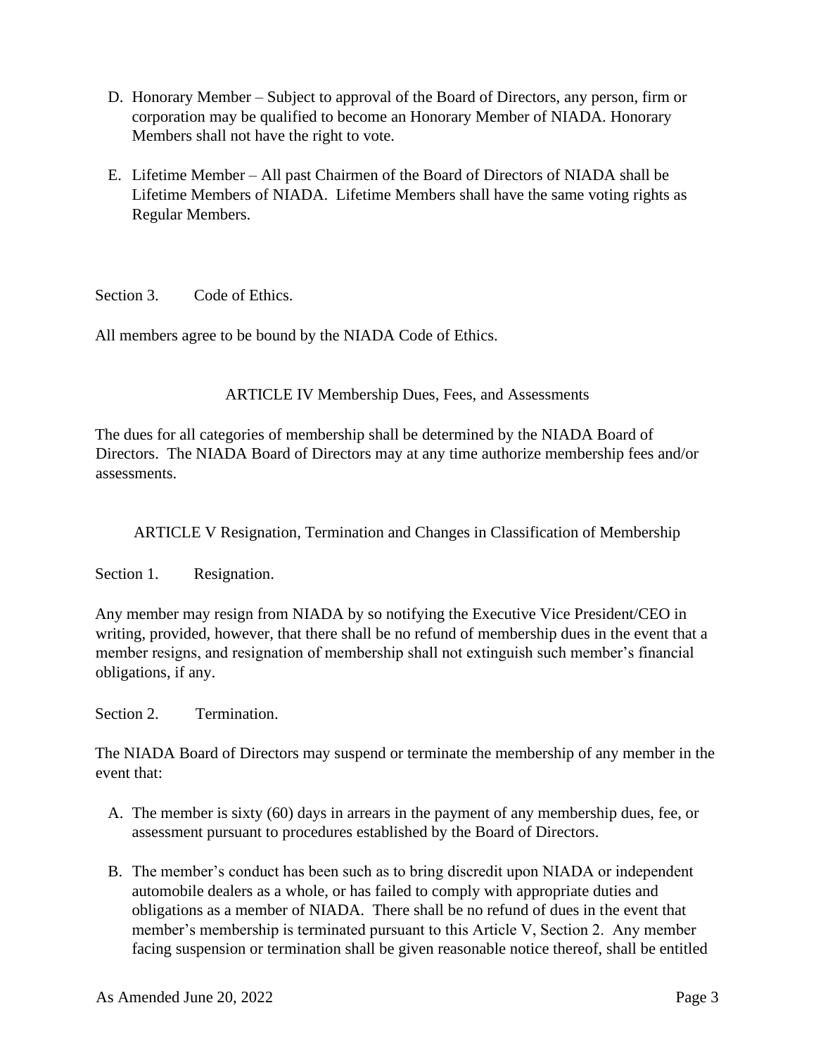D. Honorary Member – Subject to approval of the Board of Directors, any person, firm or corporation may be qualified to become an Honorary Member of NIADA. Honorary Members shall not have the right to vote.

E. Lifetime Member – All past Chairmen of the Board of Directors of NIADA shall be Lifetime Members of NIADA. Lifetime Members shall have the same voting rights as Regular Members.

Section 3. Code of Ethics.

All members agree to be bound by the NIADA Code of Ethics.

## ARTICLE IV Membership Dues, Fees, and Assessments

The dues for all categories of membership shall be determined by the NIADA Board of Directors. The NIADA Board of Directors may at any time authorize membership fees and/or assessments.

## ARTICLE V Resignation, Termination and Changes in Classification of Membership

Section 1. Resignation.

Any member may resign from NIADA by so notifying the Executive Vice President/CEO in writing, provided, however, that there shall be no refund of membership dues in the event that a member resigns, and resignation of membership shall not extinguish such member's financial obligations, if any.

Section 2. Termination.

The NIADA Board of Directors may suspend or terminate the membership of any member in the event that:

A. The member is sixty (60) days in arrears in the payment of any membership dues, fee, or assessment pursuant to procedures established by the Board of Directors.

B. The member's conduct has been such as to bring discredit upon NIADA or independent automobile dealers as a whole, or has failed to comply with appropriate duties and obligations as a member of NIADA. There shall be no refund of dues in the event that member's membership is terminated pursuant to this Article V, Section 2. Any member facing suspension or termination shall be given reasonable notice thereof, shall be entitled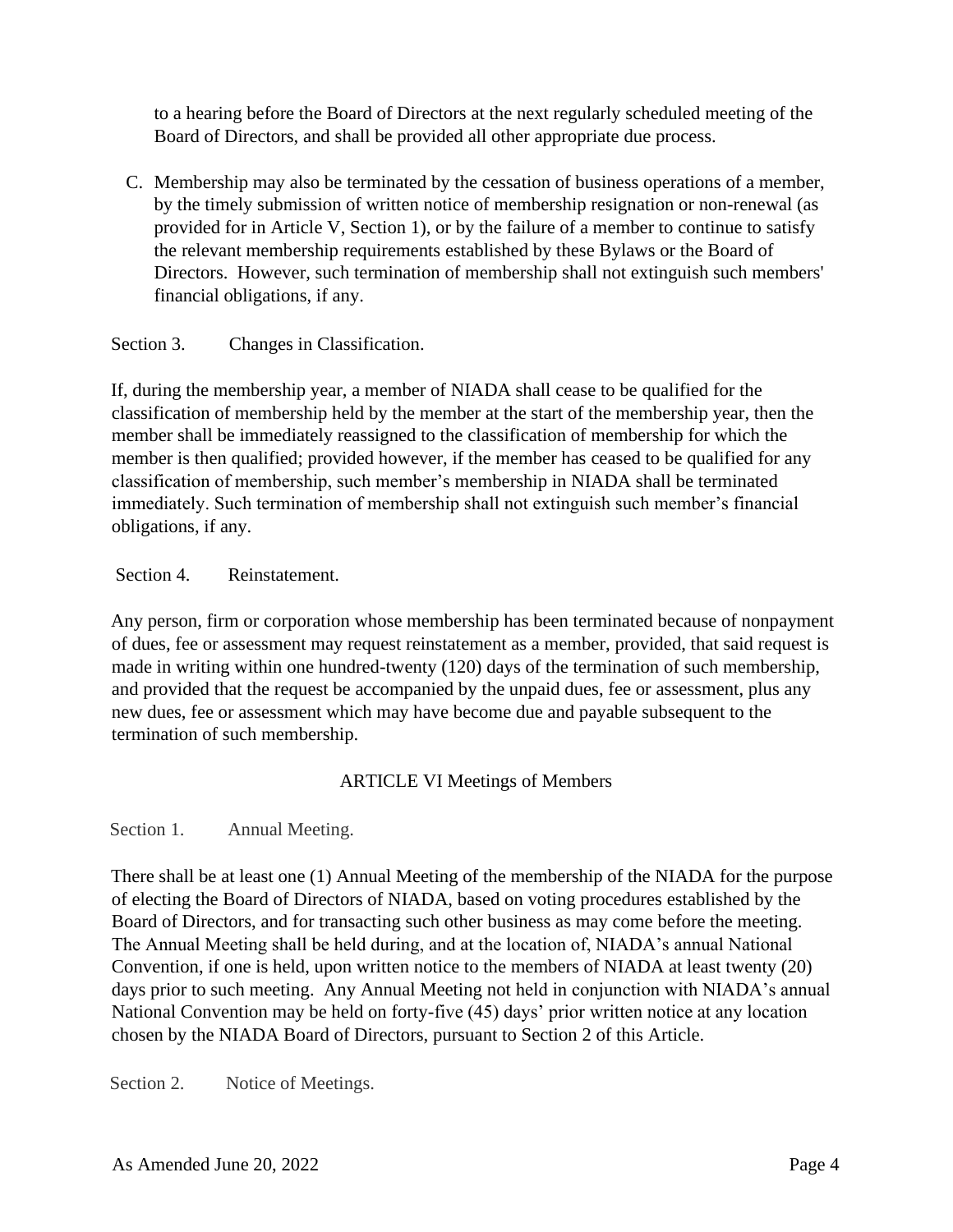to a hearing before the Board of Directors at the next regularly scheduled meeting of the Board of Directors, and shall be provided all other appropriate due process.

C. Membership may also be terminated by the cessation of business operations of a member, by the timely submission of written notice of membership resignation or non-renewal (as provided for in Article V, Section 1), or by the failure of a member to continue to satisfy the relevant membership requirements established by these Bylaws or the Board of Directors. However, such termination of membership shall not extinguish such members' financial obligations, if any.

Section 3. Changes in Classification.

If, during the membership year, a member of NIADA shall cease to be qualified for the classification of membership held by the member at the start of the membership year, then the member shall be immediately reassigned to the classification of membership for which the member is then qualified; provided however, if the member has ceased to be qualified for any classification of membership, such member's membership in NIADA shall be terminated immediately. Such termination of membership shall not extinguish such member's financial obligations, if any.

Section 4. Reinstatement.

Any person, firm or corporation whose membership has been terminated because of nonpayment of dues, fee or assessment may request reinstatement as a member, provided, that said request is made in writing within one hundred-twenty (120) days of the termination of such membership, and provided that the request be accompanied by the unpaid dues, fee or assessment, plus any new dues, fee or assessment which may have become due and payable subsequent to the termination of such membership.

## ARTICLE VI Meetings of Members

Section 1. Annual Meeting.

There shall be at least one (1) Annual Meeting of the membership of the NIADA for the purpose of electing the Board of Directors of NIADA, based on voting procedures established by the Board of Directors, and for transacting such other business as may come before the meeting. The Annual Meeting shall be held during, and at the location of, NIADA's annual National Convention, if one is held, upon written notice to the members of NIADA at least twenty (20) days prior to such meeting. Any Annual Meeting not held in conjunction with NIADA's annual National Convention may be held on forty-five (45) days' prior written notice at any location chosen by the NIADA Board of Directors, pursuant to Section 2 of this Article.

Section 2. Notice of Meetings.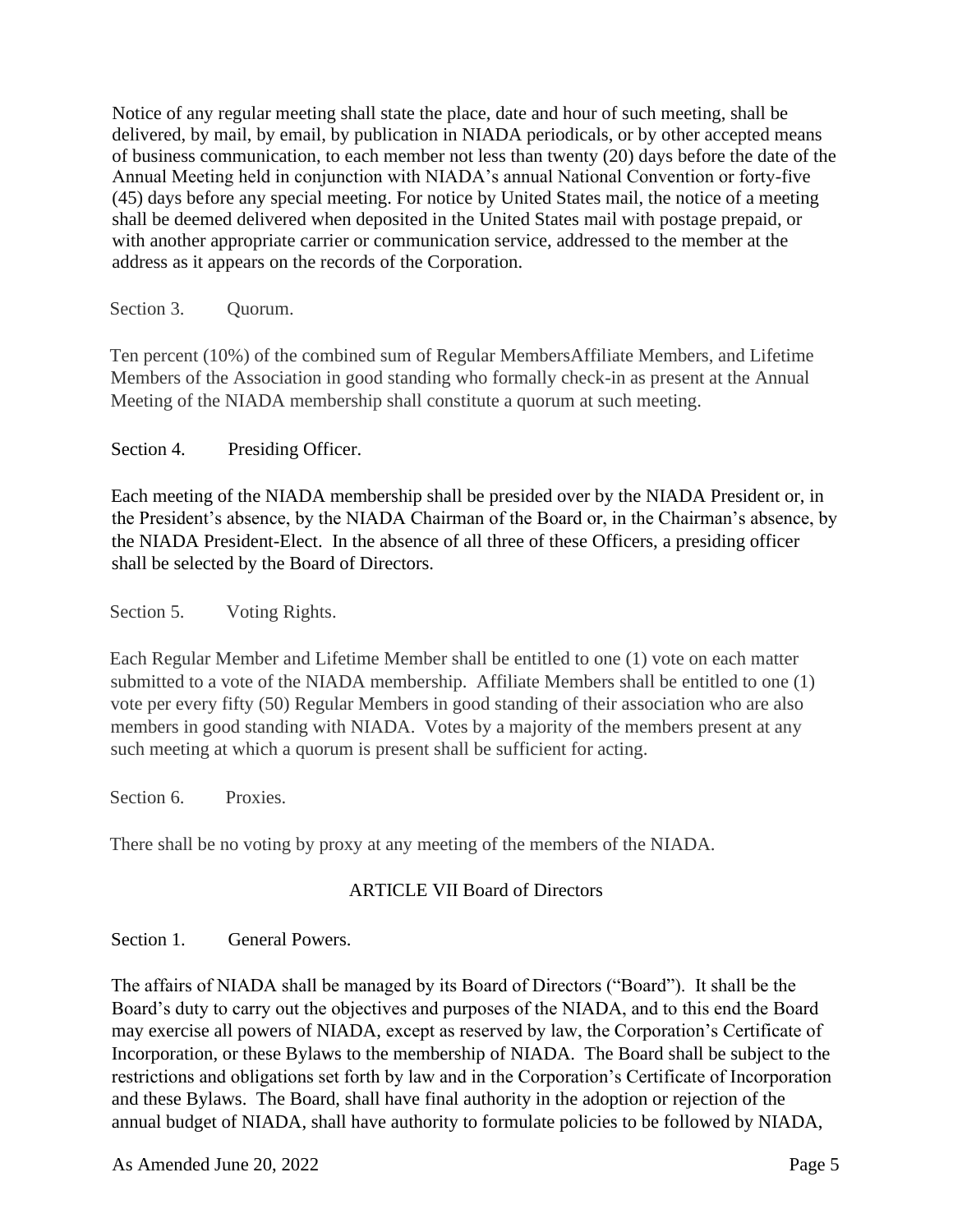Notice of any regular meeting shall state the place, date and hour of such meeting, shall be delivered, by mail, by email, by publication in NIADA periodicals, or by other accepted means of business communication, to each member not less than twenty (20) days before the date of the Annual Meeting held in conjunction with NIADA's annual National Convention or forty-five (45) days before any special meeting. For notice by United States mail, the notice of a meeting shall be deemed delivered when deposited in the United States mail with postage prepaid, or with another appropriate carrier or communication service, addressed to the member at the address as it appears on the records of the Corporation.

Section 3. Quorum.

Ten percent (10%) of the combined sum of Regular MembersAffiliate Members, and Lifetime Members of the Association in good standing who formally check-in as present at the Annual Meeting of the NIADA membership shall constitute a quorum at such meeting.

Section 4. Presiding Officer.

Each meeting of the NIADA membership shall be presided over by the NIADA President or, in the President's absence, by the NIADA Chairman of the Board or, in the Chairman's absence, by the NIADA President-Elect. In the absence of all three of these Officers, a presiding officer shall be selected by the Board of Directors.

Section 5. Voting Rights.

Each Regular Member and Lifetime Member shall be entitled to one (1) vote on each matter submitted to a vote of the NIADA membership. Affiliate Members shall be entitled to one (1) vote per every fifty (50) Regular Members in good standing of their association who are also members in good standing with NIADA. Votes by a majority of the members present at any such meeting at which a quorum is present shall be sufficient for acting.

Section 6. Proxies.

There shall be no voting by proxy at any meeting of the members of the NIADA.

## ARTICLE VII Board of Directors

Section 1. General Powers.

The affairs of NIADA shall be managed by its Board of Directors ("Board"). It shall be the Board's duty to carry out the objectives and purposes of the NIADA, and to this end the Board may exercise all powers of NIADA, except as reserved by law, the Corporation's Certificate of Incorporation, or these Bylaws to the membership of NIADA. The Board shall be subject to the restrictions and obligations set forth by law and in the Corporation's Certificate of Incorporation and these Bylaws. The Board, shall have final authority in the adoption or rejection of the annual budget of NIADA, shall have authority to formulate policies to be followed by NIADA,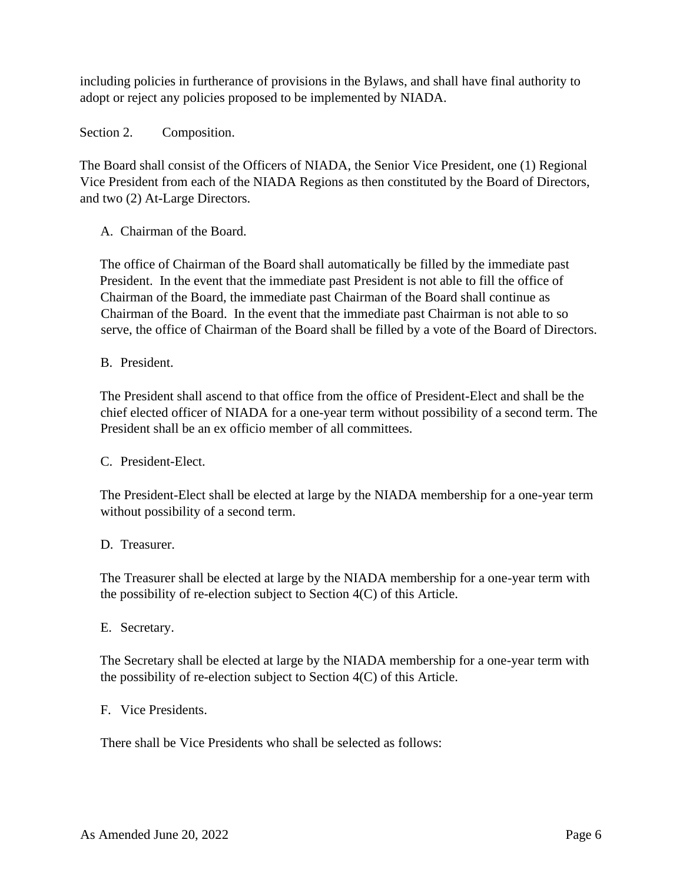including policies in furtherance of provisions in the Bylaws, and shall have final authority to adopt or reject any policies proposed to be implemented by NIADA.

Section 2. Composition.

The Board shall consist of the Officers of NIADA, the Senior Vice President, one (1) Regional Vice President from each of the NIADA Regions as then constituted by the Board of Directors, and two (2) At-Large Directors.

A. Chairman of the Board.

The office of Chairman of the Board shall automatically be filled by the immediate past President. In the event that the immediate past President is not able to fill the office of Chairman of the Board, the immediate past Chairman of the Board shall continue as Chairman of the Board. In the event that the immediate past Chairman is not able to so serve, the office of Chairman of the Board shall be filled by a vote of the Board of Directors.

B. President.

The President shall ascend to that office from the office of President-Elect and shall be the chief elected officer of NIADA for a one-year term without possibility of a second term. The President shall be an ex officio member of all committees.

C. President-Elect.

The President-Elect shall be elected at large by the NIADA membership for a one-year term without possibility of a second term.

D. Treasurer.

The Treasurer shall be elected at large by the NIADA membership for a one-year term with the possibility of re-election subject to Section 4(C) of this Article.

E. Secretary.

The Secretary shall be elected at large by the NIADA membership for a one-year term with the possibility of re-election subject to Section 4(C) of this Article.

F. Vice Presidents.

There shall be Vice Presidents who shall be selected as follows: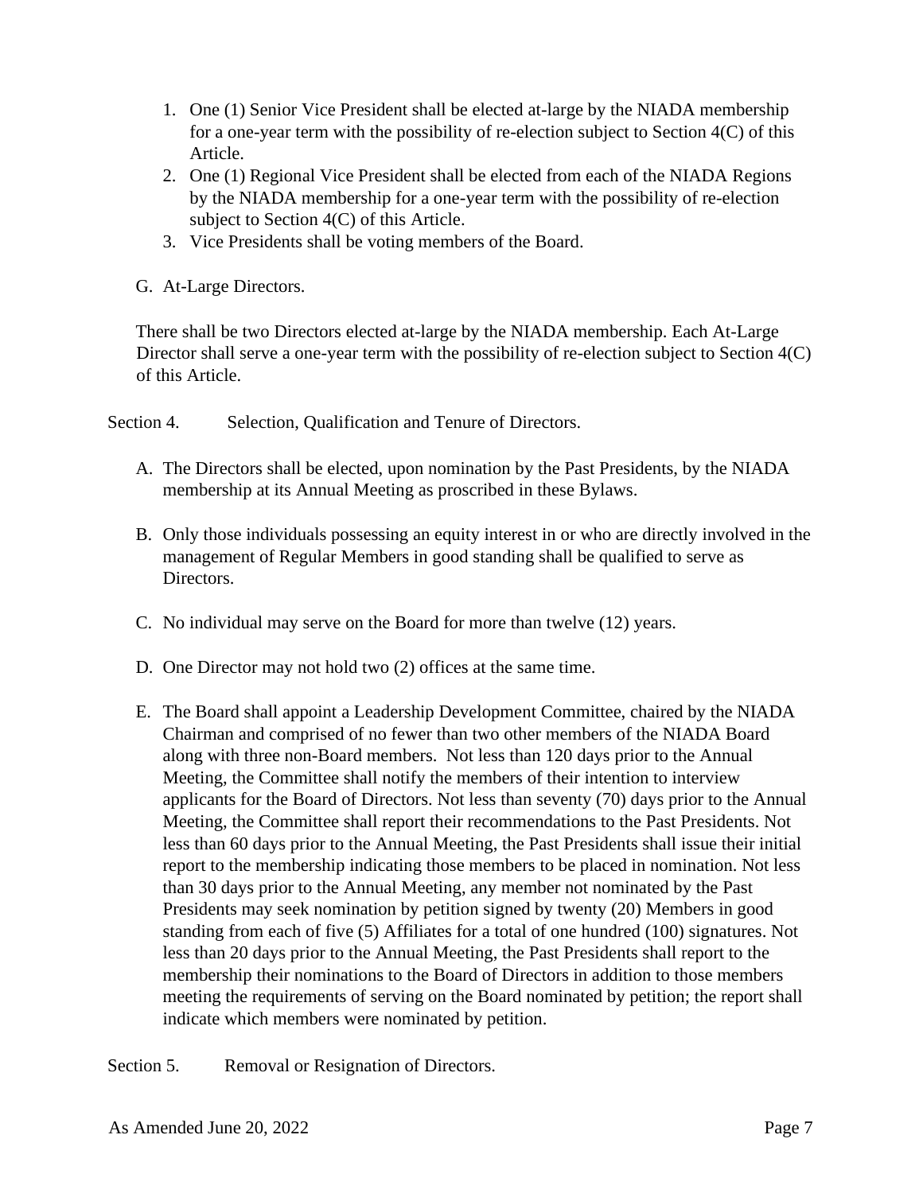1. One (1) Senior Vice President shall be elected at-large by the NIADA membership for a one-year term with the possibility of re-election subject to Section 4(C) of this Article.
2. One (1) Regional Vice President shall be elected from each of the NIADA Regions by the NIADA membership for a one-year term with the possibility of re-election subject to Section 4(C) of this Article.
3. Vice Presidents shall be voting members of the Board.

G. At-Large Directors.

There shall be two Directors elected at-large by the NIADA membership. Each At-Large Director shall serve a one-year term with the possibility of re-election subject to Section 4(C) of this Article.

Section 4. Selection, Qualification and Tenure of Directors.

A. The Directors shall be elected, upon nomination by the Past Presidents, by the NIADA membership at its Annual Meeting as proscribed in these Bylaws.

B. Only those individuals possessing an equity interest in or who are directly involved in the management of Regular Members in good standing shall be qualified to serve as Directors.

C. No individual may serve on the Board for more than twelve (12) years.

D. One Director may not hold two (2) offices at the same time.

E. The Board shall appoint a Leadership Development Committee, chaired by the NIADA Chairman and comprised of no fewer than two other members of the NIADA Board along with three non-Board members. Not less than 120 days prior to the Annual Meeting, the Committee shall notify the members of their intention to interview applicants for the Board of Directors. Not less than seventy (70) days prior to the Annual Meeting, the Committee shall report their recommendations to the Past Presidents. Not less than 60 days prior to the Annual Meeting, the Past Presidents shall issue their initial report to the membership indicating those members to be placed in nomination. Not less than 30 days prior to the Annual Meeting, any member not nominated by the Past Presidents may seek nomination by petition signed by twenty (20) Members in good standing from each of five (5) Affiliates for a total of one hundred (100) signatures. Not less than 20 days prior to the Annual Meeting, the Past Presidents shall report to the membership their nominations to the Board of Directors in addition to those members meeting the requirements of serving on the Board nominated by petition; the report shall indicate which members were nominated by petition.

Section 5. Removal or Resignation of Directors.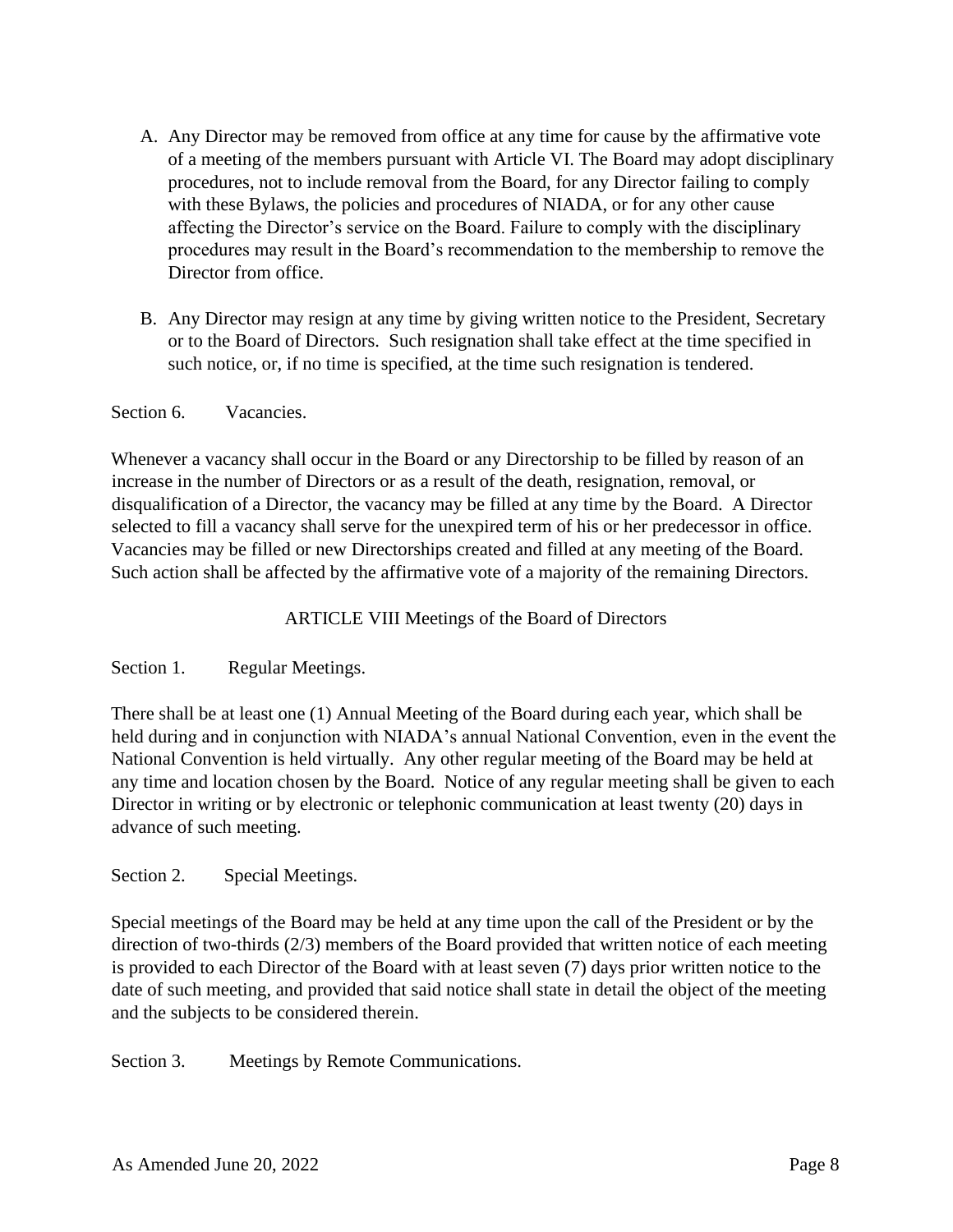A. Any Director may be removed from office at any time for cause by the affirmative vote of a meeting of the members pursuant with Article VI. The Board may adopt disciplinary procedures, not to include removal from the Board, for any Director failing to comply with these Bylaws, the policies and procedures of NIADA, or for any other cause affecting the Director's service on the Board. Failure to comply with the disciplinary procedures may result in the Board's recommendation to the membership to remove the Director from office.

B. Any Director may resign at any time by giving written notice to the President, Secretary or to the Board of Directors. Such resignation shall take effect at the time specified in such notice, or, if no time is specified, at the time such resignation is tendered.

Section 6. Vacancies.

Whenever a vacancy shall occur in the Board or any Directorship to be filled by reason of an increase in the number of Directors or as a result of the death, resignation, removal, or disqualification of a Director, the vacancy may be filled at any time by the Board. A Director selected to fill a vacancy shall serve for the unexpired term of his or her predecessor in office. Vacancies may be filled or new Directorships created and filled at any meeting of the Board. Such action shall be affected by the affirmative vote of a majority of the remaining Directors.

## ARTICLE VIII Meetings of the Board of Directors

Section 1. Regular Meetings.

There shall be at least one (1) Annual Meeting of the Board during each year, which shall be held during and in conjunction with NIADA's annual National Convention, even in the event the National Convention is held virtually. Any other regular meeting of the Board may be held at any time and location chosen by the Board. Notice of any regular meeting shall be given to each Director in writing or by electronic or telephonic communication at least twenty (20) days in advance of such meeting.

Section 2. Special Meetings.

Special meetings of the Board may be held at any time upon the call of the President or by the direction of two-thirds (2/3) members of the Board provided that written notice of each meeting is provided to each Director of the Board with at least seven (7) days prior written notice to the date of such meeting, and provided that said notice shall state in detail the object of the meeting and the subjects to be considered therein.

Section 3. Meetings by Remote Communications.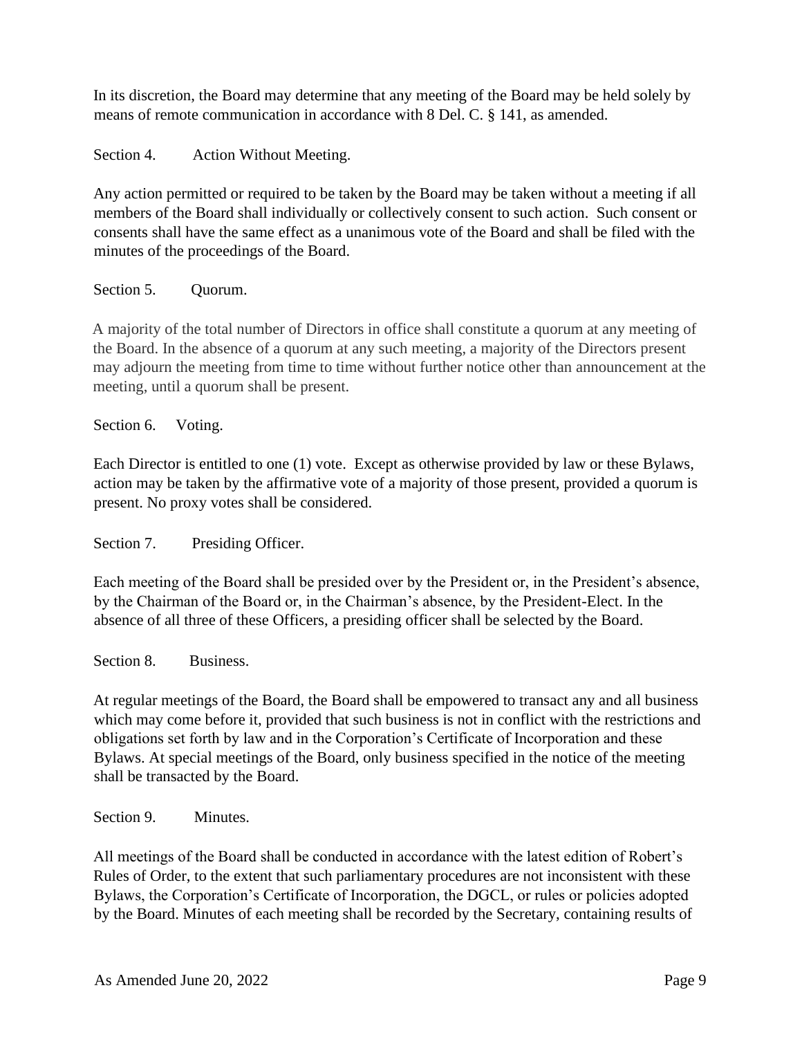In its discretion, the Board may determine that any meeting of the Board may be held solely by means of remote communication in accordance with 8 Del. C. § 141, as amended.

Section 4. Action Without Meeting.

Any action permitted or required to be taken by the Board may be taken without a meeting if all members of the Board shall individually or collectively consent to such action. Such consent or consents shall have the same effect as a unanimous vote of the Board and shall be filed with the minutes of the proceedings of the Board.

Section 5. Quorum.

A majority of the total number of Directors in office shall constitute a quorum at any meeting of the Board. In the absence of a quorum at any such meeting, a majority of the Directors present may adjourn the meeting from time to time without further notice other than announcement at the meeting, until a quorum shall be present.

Section 6. Voting.

Each Director is entitled to one (1) vote. Except as otherwise provided by law or these Bylaws, action may be taken by the affirmative vote of a majority of those present, provided a quorum is present. No proxy votes shall be considered.

Section 7. Presiding Officer.

Each meeting of the Board shall be presided over by the President or, in the President's absence, by the Chairman of the Board or, in the Chairman's absence, by the President-Elect. In the absence of all three of these Officers, a presiding officer shall be selected by the Board.

Section 8. Business.

At regular meetings of the Board, the Board shall be empowered to transact any and all business which may come before it, provided that such business is not in conflict with the restrictions and obligations set forth by law and in the Corporation's Certificate of Incorporation and these Bylaws. At special meetings of the Board, only business specified in the notice of the meeting shall be transacted by the Board.

Section 9. Minutes.

All meetings of the Board shall be conducted in accordance with the latest edition of Robert's Rules of Order, to the extent that such parliamentary procedures are not inconsistent with these Bylaws, the Corporation's Certificate of Incorporation, the DGCL, or rules or policies adopted by the Board. Minutes of each meeting shall be recorded by the Secretary, containing results of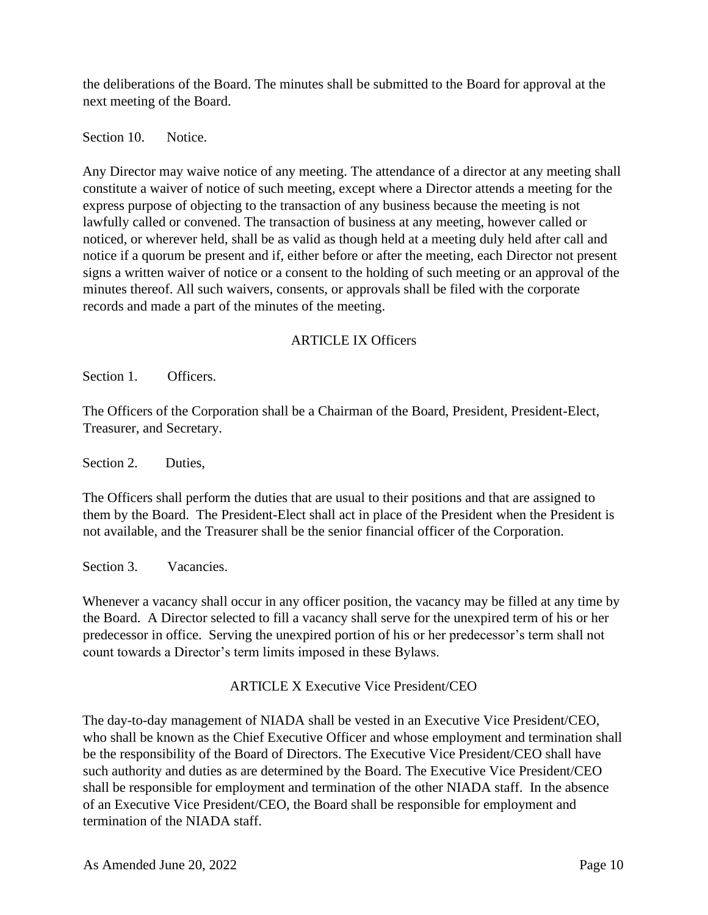the deliberations of the Board. The minutes shall be submitted to the Board for approval at the next meeting of the Board.

Section 10. Notice.

Any Director may waive notice of any meeting. The attendance of a director at any meeting shall constitute a waiver of notice of such meeting, except where a Director attends a meeting for the express purpose of objecting to the transaction of any business because the meeting is not lawfully called or convened. The transaction of business at any meeting, however called or noticed, or wherever held, shall be as valid as though held at a meeting duly held after call and notice if a quorum be present and if, either before or after the meeting, each Director not present signs a written waiver of notice or a consent to the holding of such meeting or an approval of the minutes thereof. All such waivers, consents, or approvals shall be filed with the corporate records and made a part of the minutes of the meeting.

## ARTICLE IX Officers

Section 1. Officers.

The Officers of the Corporation shall be a Chairman of the Board, President, President-Elect, Treasurer, and Secretary.

Section 2. Duties,

The Officers shall perform the duties that are usual to their positions and that are assigned to them by the Board. The President-Elect shall act in place of the President when the President is not available, and the Treasurer shall be the senior financial officer of the Corporation.

Section 3. Vacancies.

Whenever a vacancy shall occur in any officer position, the vacancy may be filled at any time by the Board. A Director selected to fill a vacancy shall serve for the unexpired term of his or her predecessor in office. Serving the unexpired portion of his or her predecessor's term shall not count towards a Director's term limits imposed in these Bylaws.

## ARTICLE X Executive Vice President/CEO

The day-to-day management of NIADA shall be vested in an Executive Vice President/CEO, who shall be known as the Chief Executive Officer and whose employment and termination shall be the responsibility of the Board of Directors. The Executive Vice President/CEO shall have such authority and duties as are determined by the Board. The Executive Vice President/CEO shall be responsible for employment and termination of the other NIADA staff. In the absence of an Executive Vice President/CEO, the Board shall be responsible for employment and termination of the NIADA staff.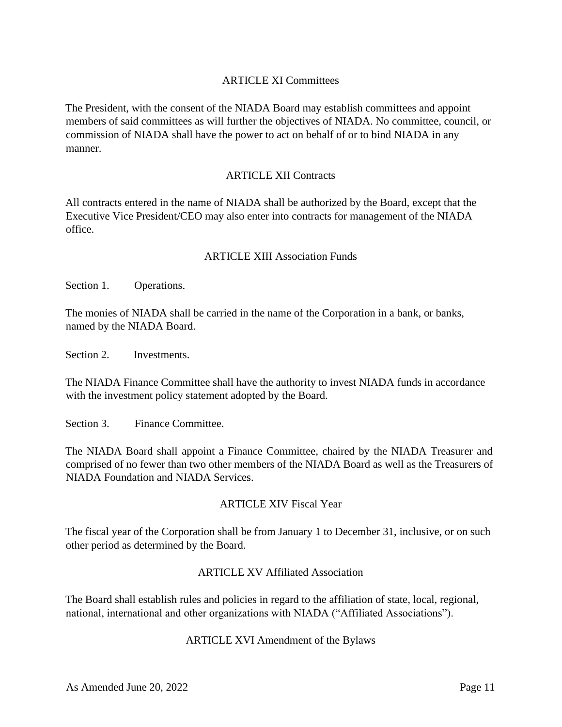## ARTICLE XI Committees

The President, with the consent of the NIADA Board may establish committees and appoint members of said committees as will further the objectives of NIADA. No committee, council, or commission of NIADA shall have the power to act on behalf of or to bind NIADA in any manner.

## ARTICLE XII Contracts

All contracts entered in the name of NIADA shall be authorized by the Board, except that the Executive Vice President/CEO may also enter into contracts for management of the NIADA office.

## ARTICLE XIII Association Funds

### Section 1. Operations.

The monies of NIADA shall be carried in the name of the Corporation in a bank, or banks, named by the NIADA Board.

### Section 2. Investments.

The NIADA Finance Committee shall have the authority to invest NIADA funds in accordance with the investment policy statement adopted by the Board.

### Section 3. Finance Committee.

The NIADA Board shall appoint a Finance Committee, chaired by the NIADA Treasurer and comprised of no fewer than two other members of the NIADA Board as well as the Treasurers of NIADA Foundation and NIADA Services.

## ARTICLE XIV Fiscal Year

The fiscal year of the Corporation shall be from January 1 to December 31, inclusive, or on such other period as determined by the Board.

## ARTICLE XV Affiliated Association

The Board shall establish rules and policies in regard to the affiliation of state, local, regional, national, international and other organizations with NIADA ("Affiliated Associations").

## ARTICLE XVI Amendment of the Bylaws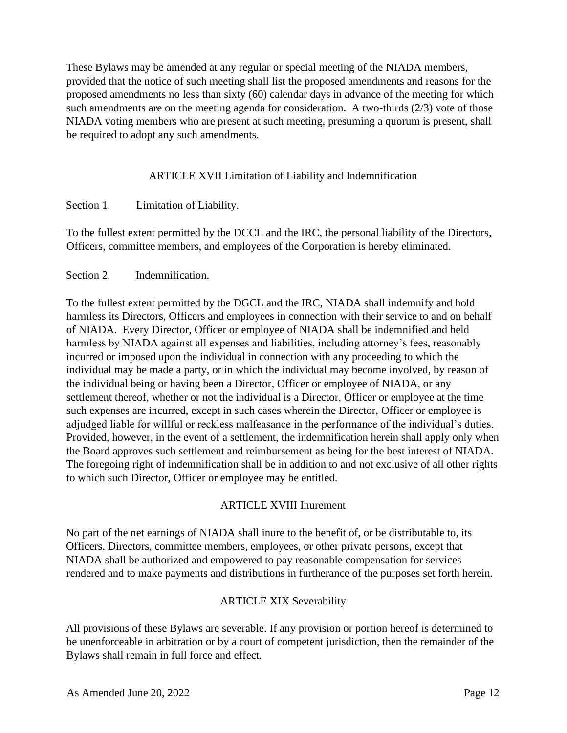These Bylaws may be amended at any regular or special meeting of the NIADA members, provided that the notice of such meeting shall list the proposed amendments and reasons for the proposed amendments no less than sixty (60) calendar days in advance of the meeting for which such amendments are on the meeting agenda for consideration. A two-thirds (2/3) vote of those NIADA voting members who are present at such meeting, presuming a quorum is present, shall be required to adopt any such amendments.

## ARTICLE XVII Limitation of Liability and Indemnification

Section 1. Limitation of Liability.

To the fullest extent permitted by the DCCL and the IRC, the personal liability of the Directors, Officers, committee members, and employees of the Corporation is hereby eliminated.

Section 2. Indemnification.

To the fullest extent permitted by the DGCL and the IRC, NIADA shall indemnify and hold harmless its Directors, Officers and employees in connection with their service to and on behalf of NIADA. Every Director, Officer or employee of NIADA shall be indemnified and held harmless by NIADA against all expenses and liabilities, including attorney's fees, reasonably incurred or imposed upon the individual in connection with any proceeding to which the individual may be made a party, or in which the individual may become involved, by reason of the individual being or having been a Director, Officer or employee of NIADA, or any settlement thereof, whether or not the individual is a Director, Officer or employee at the time such expenses are incurred, except in such cases wherein the Director, Officer or employee is adjudged liable for willful or reckless malfeasance in the performance of the individual's duties. Provided, however, in the event of a settlement, the indemnification herein shall apply only when the Board approves such settlement and reimbursement as being for the best interest of NIADA. The foregoing right of indemnification shall be in addition to and not exclusive of all other rights to which such Director, Officer or employee may be entitled.

## ARTICLE XVIII Inurement

No part of the net earnings of NIADA shall inure to the benefit of, or be distributable to, its Officers, Directors, committee members, employees, or other private persons, except that NIADA shall be authorized and empowered to pay reasonable compensation for services rendered and to make payments and distributions in furtherance of the purposes set forth herein.

## ARTICLE XIX Severability

All provisions of these Bylaws are severable. If any provision or portion hereof is determined to be unenforceable in arbitration or by a court of competent jurisdiction, then the remainder of the Bylaws shall remain in full force and effect.